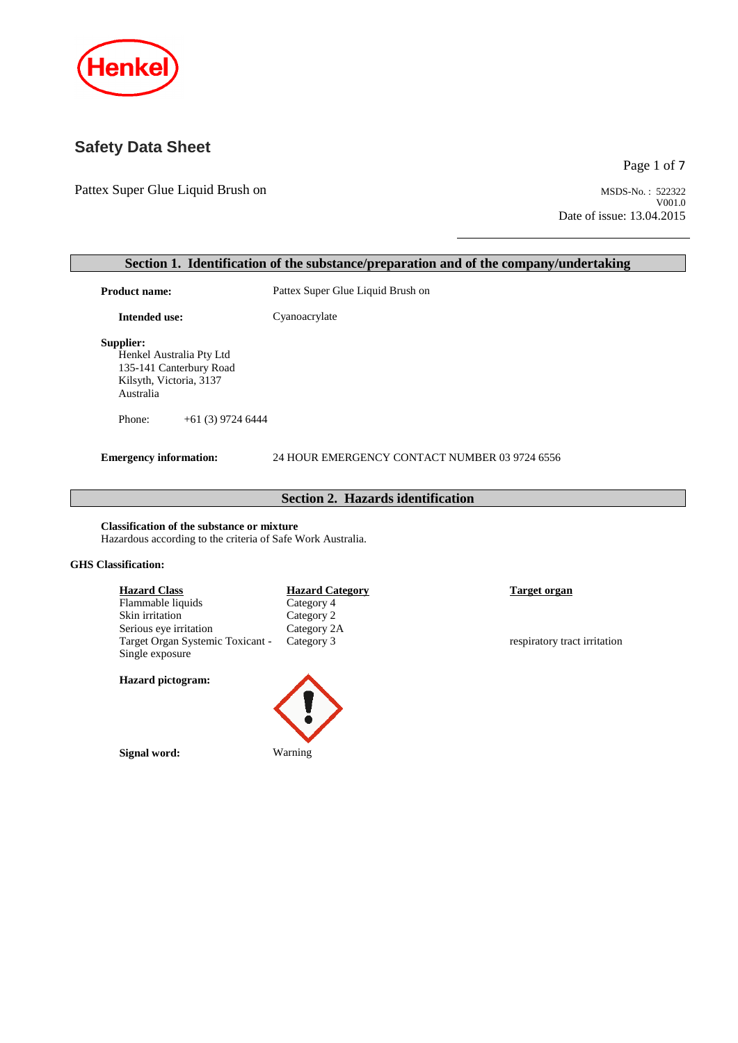# Safety Data Sheet

Pattex Super Glue Liquid Brush on

MSDS-No. : 522322
V001.0
Date of issue: 13.04.2015

## Section 1. Identification of the substance/preparation and of the company/undertaking

**Product name:** Pattex Super Glue Liquid Brush on

**Intended use:** Cyanoacrylate

**Supplier:**
Henkel Australia Pty Ltd
135-141 Canterbury Road
Kilsyth, Victoria, 3137
Australia

Phone: +61 (3) 9724 6444

**Emergency information:** 24 HOUR EMERGENCY CONTACT NUMBER 03 9724 6556

## Section 2. Hazards identification

**Classification of the substance or mixture**
Hazardous according to the criteria of Safe Work Australia.

**GHS Classification:**

| Hazard Class | Hazard Category | Target organ |
|---|---|---|
| Flammable liquids | Category 4 | |
| Skin irritation | Category 2 | |
| Serious eye irritation | Category 2A | |
| Target Organ Systemic Toxicant - Single exposure | Category 3 | respiratory tract irritation |

**Hazard pictogram:**

**Signal word:** Warning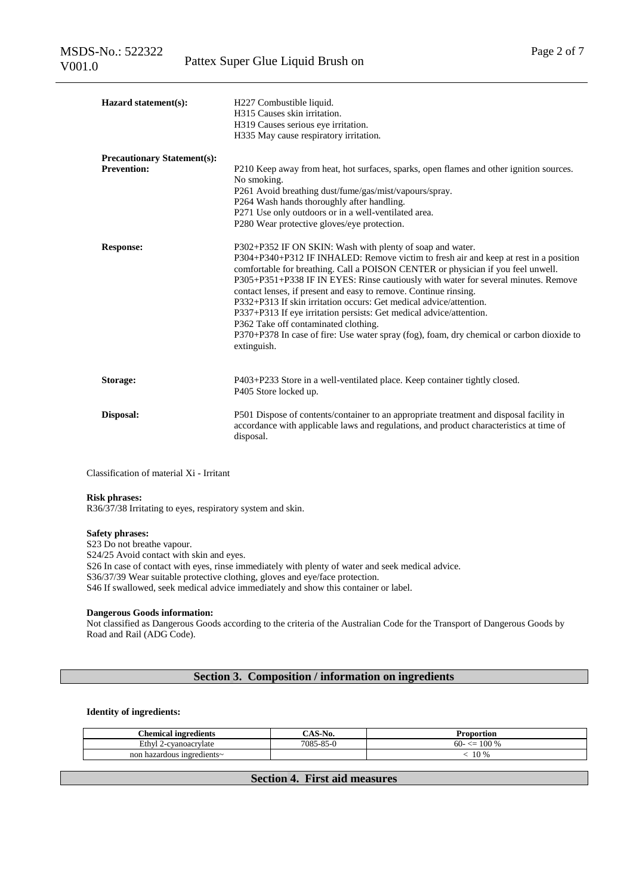**Hazard statement(s):**

H227 Combustible liquid.
H315 Causes skin irritation.
H319 Causes serious eye irritation.
H335 May cause respiratory irritation.

**Precautionary Statement(s):**

**Prevention:**

P210 Keep away from heat, hot surfaces, sparks, open flames and other ignition sources. No smoking.
P261 Avoid breathing dust/fume/gas/mist/vapours/spray.
P264 Wash hands thoroughly after handling.
P271 Use only outdoors or in a well-ventilated area.
P280 Wear protective gloves/eye protection.

**Response:**

P302+P352 IF ON SKIN: Wash with plenty of soap and water.
P304+P340+P312 IF INHALED: Remove victim to fresh air and keep at rest in a position comfortable for breathing. Call a POISON CENTER or physician if you feel unwell.
P305+P351+P338 IF IN EYES: Rinse cautiously with water for several minutes. Remove contact lenses, if present and easy to remove. Continue rinsing.
P332+P313 If skin irritation occurs: Get medical advice/attention.
P337+P313 If eye irritation persists: Get medical advice/attention.
P362 Take off contaminated clothing.
P370+P378 In case of fire: Use water spray (fog), foam, dry chemical or carbon dioxide to extinguish.

**Storage:**

P403+P233 Store in a well-ventilated place. Keep container tightly closed.
P405 Store locked up.

**Disposal:**

P501 Dispose of contents/container to an appropriate treatment and disposal facility in accordance with applicable laws and regulations, and product characteristics at time of disposal.

Classification of material Xi - Irritant

**Risk phrases:**
R36/37/38 Irritating to eyes, respiratory system and skin.

**Safety phrases:**
S23 Do not breathe vapour.
S24/25 Avoid contact with skin and eyes.
S26 In case of contact with eyes, rinse immediately with plenty of water and seek medical advice.
S36/37/39 Wear suitable protective clothing, gloves and eye/face protection.
S46 If swallowed, seek medical advice immediately and show this container or label.

**Dangerous Goods information:**
Not classified as Dangerous Goods according to the criteria of the Australian Code for the Transport of Dangerous Goods by Road and Rail (ADG Code).

## Section 3. Composition / information on ingredients

**Identity of ingredients:**

| Chemical ingredients | CAS-No. | Proportion |
|---|---|---|
| Ethyl 2-cyanoacrylate | 7085-85-0 | 60- <= 100 % |
| non hazardous ingredients~ | | < 10 % |

## Section 4. First aid measures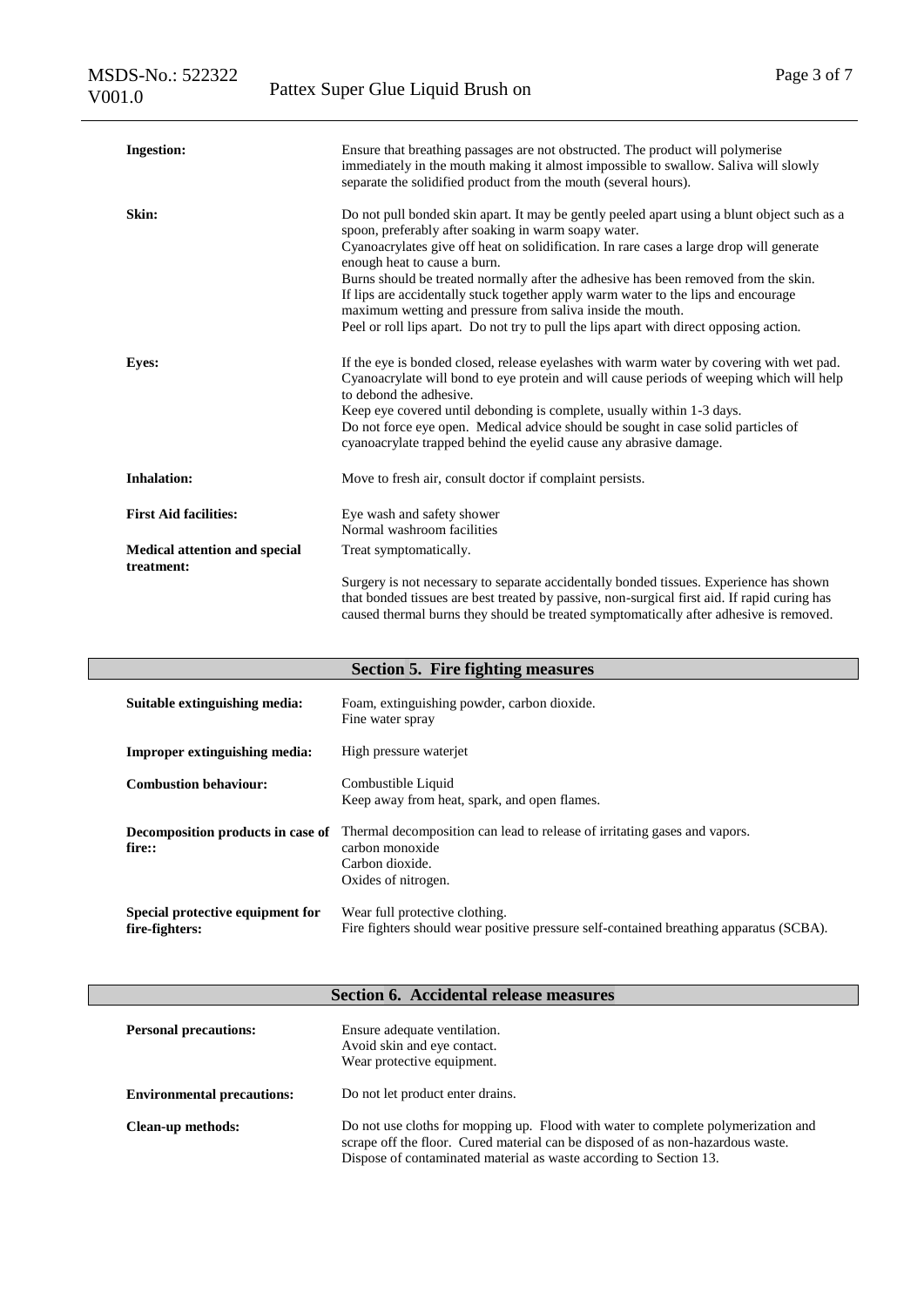**Ingestion:** Ensure that breathing passages are not obstructed. The product will polymerise immediately in the mouth making it almost impossible to swallow. Saliva will slowly separate the solidified product from the mouth (several hours).

**Skin:** Do not pull bonded skin apart. It may be gently peeled apart using a blunt object such as a spoon, preferably after soaking in warm soapy water.
Cyanoacrylates give off heat on solidification. In rare cases a large drop will generate enough heat to cause a burn.
Burns should be treated normally after the adhesive has been removed from the skin.
If lips are accidentally stuck together apply warm water to the lips and encourage maximum wetting and pressure from saliva inside the mouth.
Peel or roll lips apart. Do not try to pull the lips apart with direct opposing action.

**Eyes:** If the eye is bonded closed, release eyelashes with warm water by covering with wet pad. Cyanoacrylate will bond to eye protein and will cause periods of weeping which will help to debond the adhesive.
Keep eye covered until debonding is complete, usually within 1-3 days.
Do not force eye open. Medical advice should be sought in case solid particles of cyanoacrylate trapped behind the eyelid cause any abrasive damage.

**Inhalation:** Move to fresh air, consult doctor if complaint persists.

**First Aid facilities:** Eye wash and safety shower
Normal washroom facilities

**Medical attention and special treatment:** Treat symptomatically.

Surgery is not necessary to separate accidentally bonded tissues. Experience has shown that bonded tissues are best treated by passive, non-surgical first aid. If rapid curing has caused thermal burns they should be treated symptomatically after adhesive is removed.

## Section 5. Fire fighting measures

**Suitable extinguishing media:** Foam, extinguishing powder, carbon dioxide.
Fine water spray

**Improper extinguishing media:** High pressure waterjet

**Combustion behaviour:** Combustible Liquid
Keep away from heat, spark, and open flames.

**Decomposition products in case of fire::** Thermal decomposition can lead to release of irritating gases and vapors.
carbon monoxide
Carbon dioxide.
Oxides of nitrogen.

**Special protective equipment for fire-fighters:** Wear full protective clothing.
Fire fighters should wear positive pressure self-contained breathing apparatus (SCBA).

## Section 6. Accidental release measures

**Personal precautions:** Ensure adequate ventilation.
Avoid skin and eye contact.
Wear protective equipment.

**Environmental precautions:** Do not let product enter drains.

**Clean-up methods:** Do not use cloths for mopping up. Flood with water to complete polymerization and scrape off the floor. Cured material can be disposed of as non-hazardous waste.
Dispose of contaminated material as waste according to Section 13.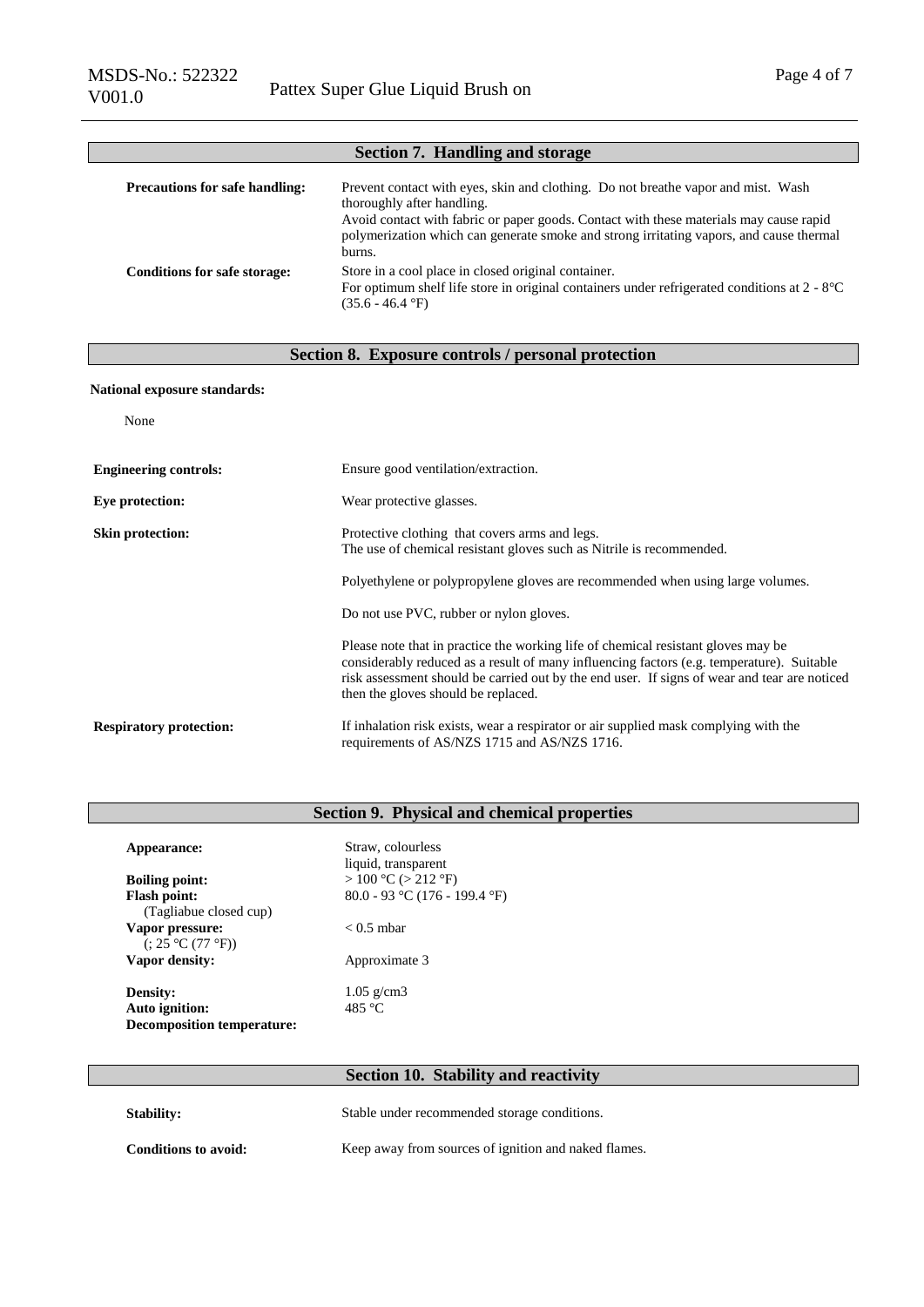## Section 7. Handling and storage

**Precautions for safe handling:** Prevent contact with eyes, skin and clothing. Do not breathe vapor and mist. Wash thoroughly after handling.
Avoid contact with fabric or paper goods. Contact with these materials may cause rapid polymerization which can generate smoke and strong irritating vapors, and cause thermal burns.

**Conditions for safe storage:** Store in a cool place in closed original container.
For optimum shelf life store in original containers under refrigerated conditions at 2 - 8°C (35.6 - 46.4 °F)

## Section 8. Exposure controls / personal protection

**National exposure standards:**

None

**Engineering controls:** Ensure good ventilation/extraction.

**Eye protection:** Wear protective glasses.

**Skin protection:** Protective clothing that covers arms and legs.
The use of chemical resistant gloves such as Nitrile is recommended.

Polyethylene or polypropylene gloves are recommended when using large volumes.

Do not use PVC, rubber or nylon gloves.

Please note that in practice the working life of chemical resistant gloves may be considerably reduced as a result of many influencing factors (e.g. temperature). Suitable risk assessment should be carried out by the end user. If signs of wear and tear are noticed then the gloves should be replaced.

**Respiratory protection:** If inhalation risk exists, wear a respirator or air supplied mask complying with the requirements of AS/NZS 1715 and AS/NZS 1716.

## Section 9. Physical and chemical properties

| | |
|---|---|
| **Appearance:** | Straw, colourless liquid, transparent |
| **Boiling point:** | > 100 °C (> 212 °F) |
| **Flash point:** (Tagliabue closed cup) | 80.0 - 93 °C (176 - 199.4 °F) |
| **Vapor pressure:** (; 25 °C (77 °F)) | < 0.5 mbar |
| **Vapor density:** | Approximate 3 |
| **Density:** | 1.05 g/cm3 |
| **Auto ignition:** | 485 °C |
| **Decomposition temperature:** | |

## Section 10. Stability and reactivity

**Stability:** Stable under recommended storage conditions.

**Conditions to avoid:** Keep away from sources of ignition and naked flames.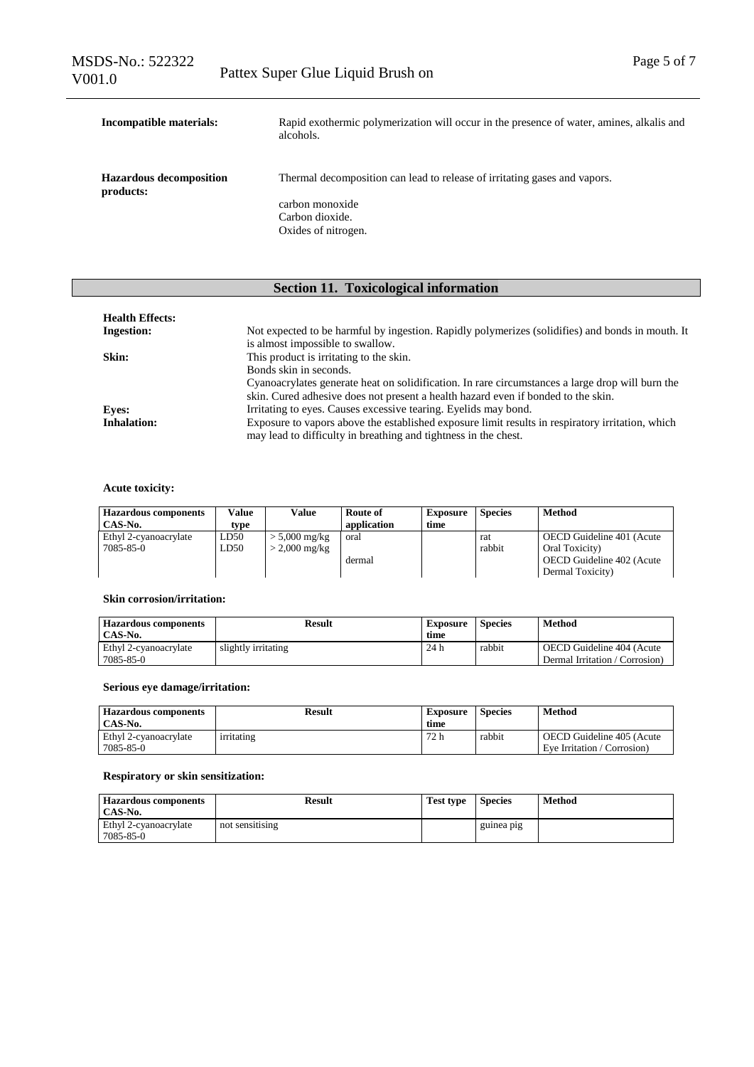**Incompatible materials:** Rapid exothermic polymerization will occur in the presence of water, amines, alkalis and alcohols.

**Hazardous decomposition products:** Thermal decomposition can lead to release of irritating gases and vapors.

carbon monoxide
Carbon dioxide.
Oxides of nitrogen.

## Section 11. Toxicological information

**Health Effects:**

**Ingestion:** Not expected to be harmful by ingestion. Rapidly polymerizes (solidifies) and bonds in mouth. It is almost impossible to swallow.

**Skin:** This product is irritating to the skin.
Bonds skin in seconds.
Cyanoacrylates generate heat on solidification. In rare circumstances a large drop will burn the skin. Cured adhesive does not present a health hazard even if bonded to the skin.

**Eyes:** Irritating to eyes. Causes excessive tearing. Eyelids may bond.

**Inhalation:** Exposure to vapors above the established exposure limit results in respiratory irritation, which may lead to difficulty in breathing and tightness in the chest.

**Acute toxicity:**

| Hazardous components CAS-No. | Value type | Value | Route of application | Exposure time | Species | Method |
|---|---|---|---|---|---|---|
| Ethyl 2-cyanoacrylate 7085-85-0 | LD50 | > 5,000 mg/kg | oral | | rat | OECD Guideline 401 (Acute Oral Toxicity) |
| | LD50 | > 2,000 mg/kg | dermal | | rabbit | OECD Guideline 402 (Acute Dermal Toxicity) |

**Skin corrosion/irritation:**

| Hazardous components CAS-No. | Result | Exposure time | Species | Method |
|---|---|---|---|---|
| Ethyl 2-cyanoacrylate 7085-85-0 | slightly irritating | 24 h | rabbit | OECD Guideline 404 (Acute Dermal Irritation / Corrosion) |

**Serious eye damage/irritation:**

| Hazardous components CAS-No. | Result | Exposure time | Species | Method |
|---|---|---|---|---|
| Ethyl 2-cyanoacrylate 7085-85-0 | irritating | 72 h | rabbit | OECD Guideline 405 (Acute Eye Irritation / Corrosion) |

**Respiratory or skin sensitization:**

| Hazardous components CAS-No. | Result | Test type | Species | Method |
|---|---|---|---|---|
| Ethyl 2-cyanoacrylate 7085-85-0 | not sensitising | | guinea pig | |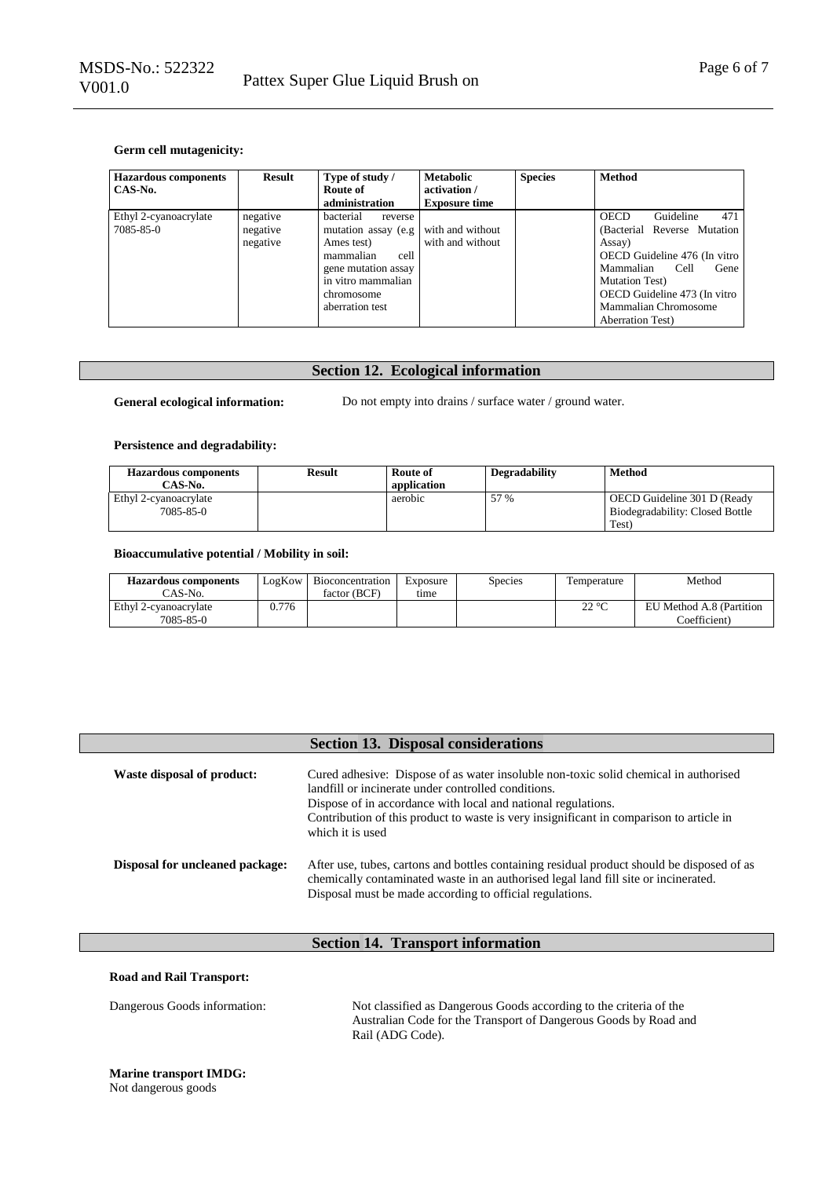**Germ cell mutagenicity:**

| Hazardous components CAS-No. | Result | Type of study / Route of administration | Metabolic activation / Exposure time | Species | Method |
|---|---|---|---|---|---|
| Ethyl 2-cyanoacrylate 7085-85-0 | negative<br>negative<br>negative | bacterial reverse mutation assay (e.g Ames test)<br>mammalian cell gene mutation assay<br>in vitro mammalian chromosome aberration test | <br>with and without<br>with and without | | OECD Guideline 471 (Bacterial Reverse Mutation Assay)<br>OECD Guideline 476 (In vitro Mammalian Cell Gene Mutation Test)<br>OECD Guideline 473 (In vitro Mammalian Chromosome Aberration Test) |

## Section 12. Ecological information

**General ecological information:** Do not empty into drains / surface water / ground water.

**Persistence and degradability:**

| Hazardous components CAS-No. | Result | Route of application | Degradability | Method |
|---|---|---|---|---|
| Ethyl 2-cyanoacrylate 7085-85-0 | | aerobic | 57 % | OECD Guideline 301 D (Ready Biodegradability: Closed Bottle Test) |

**Bioaccumulative potential / Mobility in soil:**

| Hazardous components CAS-No. | LogKow | Bioconcentration factor (BCF) | Exposure time | Species | Temperature | Method |
|---|---|---|---|---|---|---|
| Ethyl 2-cyanoacrylate 7085-85-0 | 0.776 | | | | 22 °C | EU Method A.8 (Partition Coefficient) |

## Section 13. Disposal considerations

**Waste disposal of product:** Cured adhesive: Dispose of as water insoluble non-toxic solid chemical in authorised landfill or incinerate under controlled conditions.
Dispose of in accordance with local and national regulations.
Contribution of this product to waste is very insignificant in comparison to article in which it is used

**Disposal for uncleaned package:** After use, tubes, cartons and bottles containing residual product should be disposed of as chemically contaminated waste in an authorised legal land fill site or incinerated.
Disposal must be made according to official regulations.

## Section 14. Transport information

**Road and Rail Transport:**

Dangerous Goods information: Not classified as Dangerous Goods according to the criteria of the Australian Code for the Transport of Dangerous Goods by Road and Rail (ADG Code).

**Marine transport IMDG:**
Not dangerous goods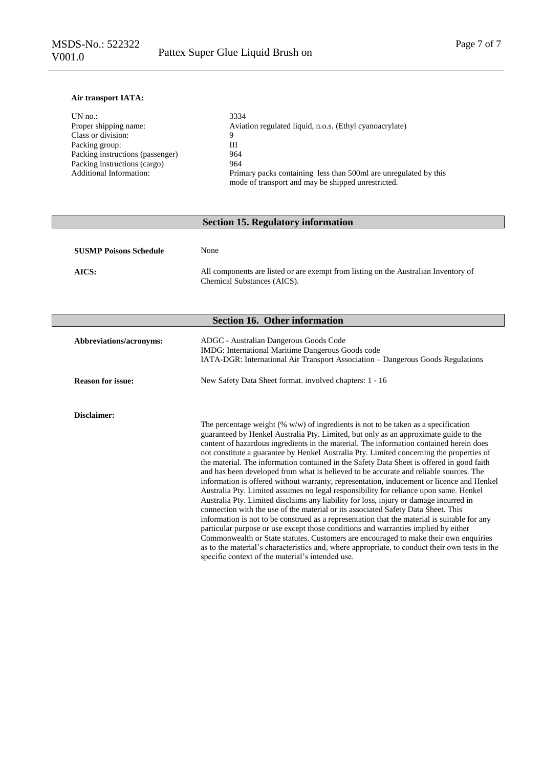**Air transport IATA:**

| | |
|---|---|
| UN no.: | 3334 |
| Proper shipping name: | Aviation regulated liquid, n.o.s. (Ethyl cyanoacrylate) |
| Class or division: | 9 |
| Packing group: | III |
| Packing instructions (passenger) | 964 |
| Packing instructions (cargo) | 964 |
| Additional Information: | Primary packs containing less than 500ml are unregulated by this mode of transport and may be shipped unrestricted. |

## Section 15. Regulatory information

| | |
|---|---|
| **SUSMP Poisons Schedule** | None |
| **AICS:** | All components are listed or are exempt from listing on the Australian Inventory of Chemical Substances (AICS). |

## Section 16. Other information

| | |
|---|---|
| **Abbreviations/acronyms:** | ADGC - Australian Dangerous Goods Code<br>IMDG: International Maritime Dangerous Goods code<br>IATA-DGR: International Air Transport Association – Dangerous Goods Regulations |
| **Reason for issue:** | New Safety Data Sheet format. involved chapters: 1 - 16 |

**Disclaimer:**

The percentage weight (% w/w) of ingredients is not to be taken as a specification guaranteed by Henkel Australia Pty. Limited, but only as an approximate guide to the content of hazardous ingredients in the material. The information contained herein does not constitute a guarantee by Henkel Australia Pty. Limited concerning the properties of the material. The information contained in the Safety Data Sheet is offered in good faith and has been developed from what is believed to be accurate and reliable sources. The information is offered without warranty, representation, inducement or licence and Henkel Australia Pty. Limited assumes no legal responsibility for reliance upon same. Henkel Australia Pty. Limited disclaims any liability for loss, injury or damage incurred in connection with the use of the material or its associated Safety Data Sheet. This information is not to be construed as a representation that the material is suitable for any particular purpose or use except those conditions and warranties implied by either Commonwealth or State statutes. Customers are encouraged to make their own enquiries as to the material's characteristics and, where appropriate, to conduct their own tests in the specific context of the material's intended use.